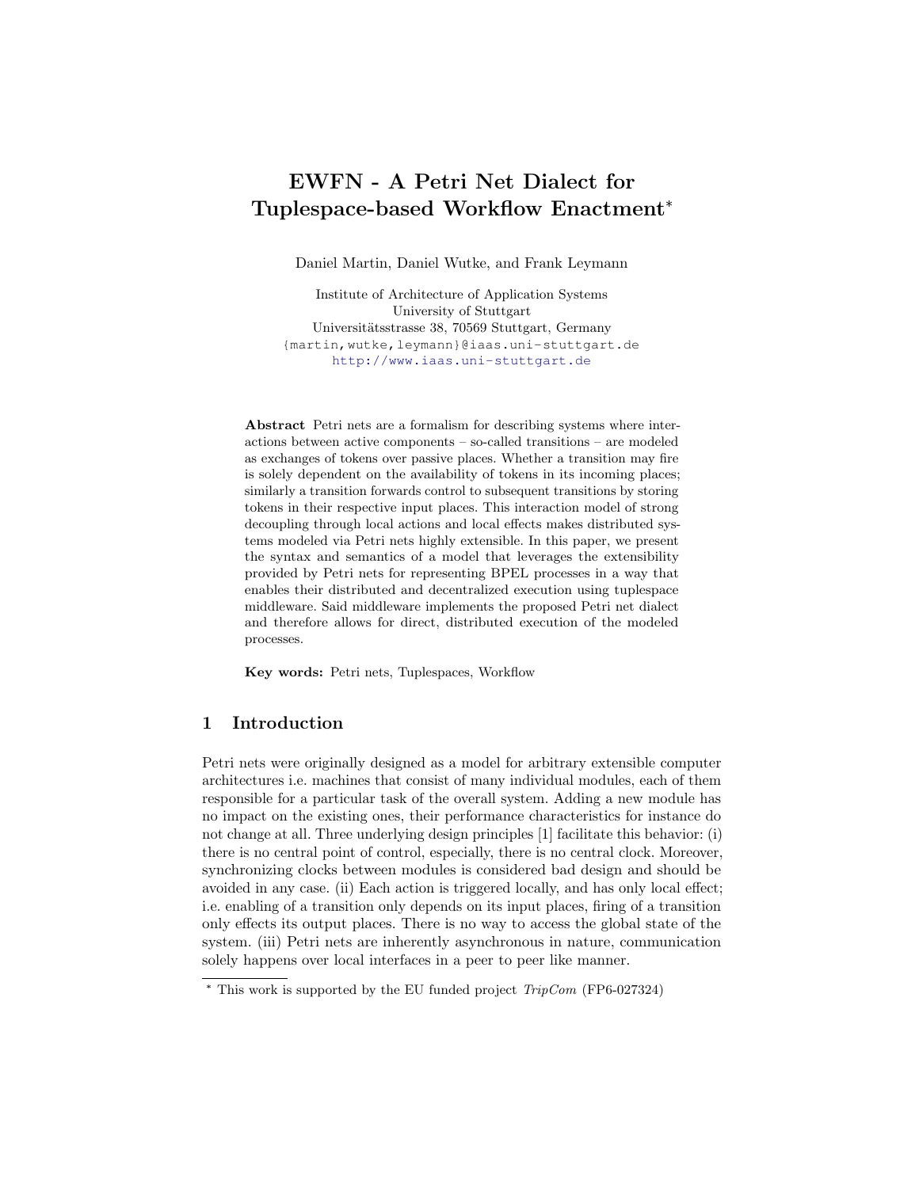# EWFN - A Petri Net Dialect for Tuplespace-based Workflow Enactment*

Daniel Martin, Daniel Wutke, and Frank Leymann

Institute of Architecture of Application Systems
University of Stuttgart
Universitätsstrasse 38, 70569 Stuttgart, Germany
{martin,wutke,leymann}@iaas.uni-stuttgart.de
http://www.iaas.uni-stuttgart.de

**Abstract** Petri nets are a formalism for describing systems where interactions between active components – so-called transitions – are modeled as exchanges of tokens over passive places. Whether a transition may fire is solely dependent on the availability of tokens in its incoming places; similarly a transition forwards control to subsequent transitions by storing tokens in their respective input places. This interaction model of strong decoupling through local actions and local effects makes distributed systems modeled via Petri nets highly extensible. In this paper, we present the syntax and semantics of a model that leverages the extensibility provided by Petri nets for representing BPEL processes in a way that enables their distributed and decentralized execution using tuplespace middleware. Said middleware implements the proposed Petri net dialect and therefore allows for direct, distributed execution of the modeled processes.

**Key words:** Petri nets, Tuplespaces, Workflow

## 1 Introduction

Petri nets were originally designed as a model for arbitrary extensible computer architectures i.e. machines that consist of many individual modules, each of them responsible for a particular task of the overall system. Adding a new module has no impact on the existing ones, their performance characteristics for instance do not change at all. Three underlying design principles [1] facilitate this behavior: (i) there is no central point of control, especially, there is no central clock. Moreover, synchronizing clocks between modules is considered bad design and should be avoided in any case. (ii) Each action is triggered locally, and has only local effect; i.e. enabling of a transition only depends on its input places, firing of a transition only effects its output places. There is no way to access the global state of the system. (iii) Petri nets are inherently asynchronous in nature, communication solely happens over local interfaces in a peer to peer like manner.

* This work is supported by the EU funded project *TripCom* (FP6-027324)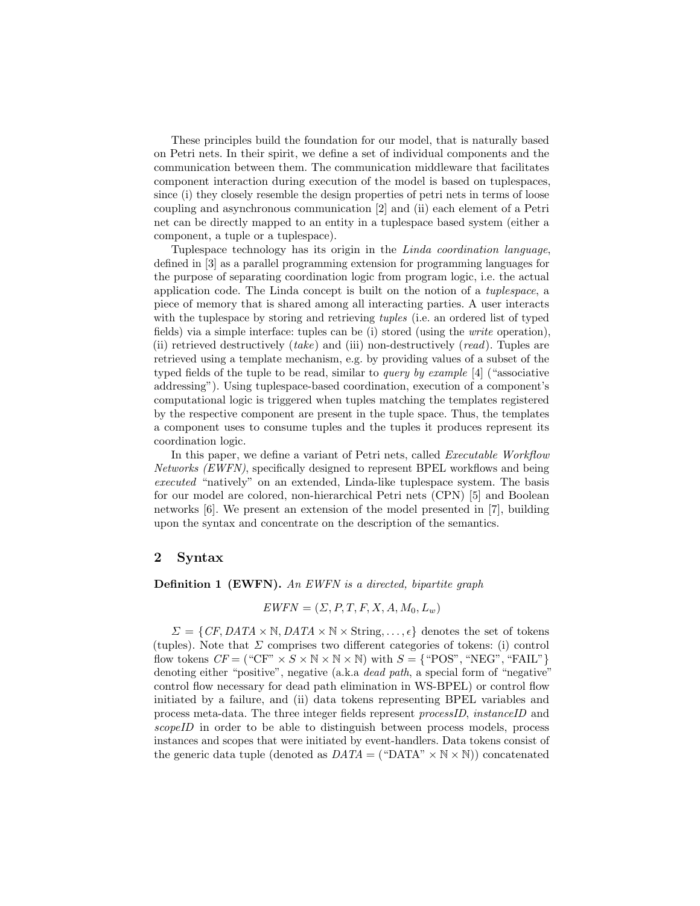These principles build the foundation for our model, that is naturally based on Petri nets. In their spirit, we define a set of individual components and the communication between them. The communication middleware that facilitates component interaction during execution of the model is based on tuplespaces, since (i) they closely resemble the design properties of petri nets in terms of loose coupling and asynchronous communication [2] and (ii) each element of a Petri net can be directly mapped to an entity in a tuplespace based system (either a component, a tuple or a tuplespace).

Tuplespace technology has its origin in the *Linda coordination language*, defined in [3] as a parallel programming extension for programming languages for the purpose of separating coordination logic from program logic, i.e. the actual application code. The Linda concept is built on the notion of a *tuplespace*, a piece of memory that is shared among all interacting parties. A user interacts with the tuplespace by storing and retrieving *tuples* (i.e. an ordered list of typed fields) via a simple interface: tuples can be (i) stored (using the *write* operation), (ii) retrieved destructively (*take*) and (iii) non-destructively (*read*). Tuples are retrieved using a template mechanism, e.g. by providing values of a subset of the typed fields of the tuple to be read, similar to *query by example* [4] ("associative addressing"). Using tuplespace-based coordination, execution of a component's computational logic is triggered when tuples matching the templates registered by the respective component are present in the tuple space. Thus, the templates a component uses to consume tuples and the tuples it produces represent its coordination logic.

In this paper, we define a variant of Petri nets, called *Executable Workflow Networks (EWFN)*, specifically designed to represent BPEL workflows and being *executed* "natively" on an extended, Linda-like tuplespace system. The basis for our model are colored, non-hierarchical Petri nets (CPN) [5] and Boolean networks [6]. We present an extension of the model presented in [7], building upon the syntax and concentrate on the description of the semantics.

## 2 Syntax

**Definition 1 (EWFN).** *An EWFN is a directed, bipartite graph*

$$EWFN = (\Sigma, P, T, F, X, A, M_0, L_w)$$

$\Sigma = \{CF, DATA \times \mathbb{N}, DATA \times \mathbb{N} \times \text{String}, \ldots, \epsilon\}$ denotes the set of tokens (tuples). Note that $\Sigma$ comprises two different categories of tokens: (i) control flow tokens $CF = (\text{"CF"} \times S \times \mathbb{N} \times \mathbb{N} \times \mathbb{N})$ with $S = \{\text{"POS"}, \text{"NEG"}, \text{"FAIL"}\}$ denoting either "positive", negative (a.k.a *dead path*, a special form of "negative" control flow necessary for dead path elimination in WS-BPEL) or control flow initiated by a failure, and (ii) data tokens representing BPEL variables and process meta-data. The three integer fields represent *processID*, *instanceID* and *scopeID* in order to be able to distinguish between process models, process instances and scopes that were initiated by event-handlers. Data tokens consist of the generic data tuple (denoted as $DATA = (\text{"DATA"} \times \mathbb{N} \times \mathbb{N})$) concatenated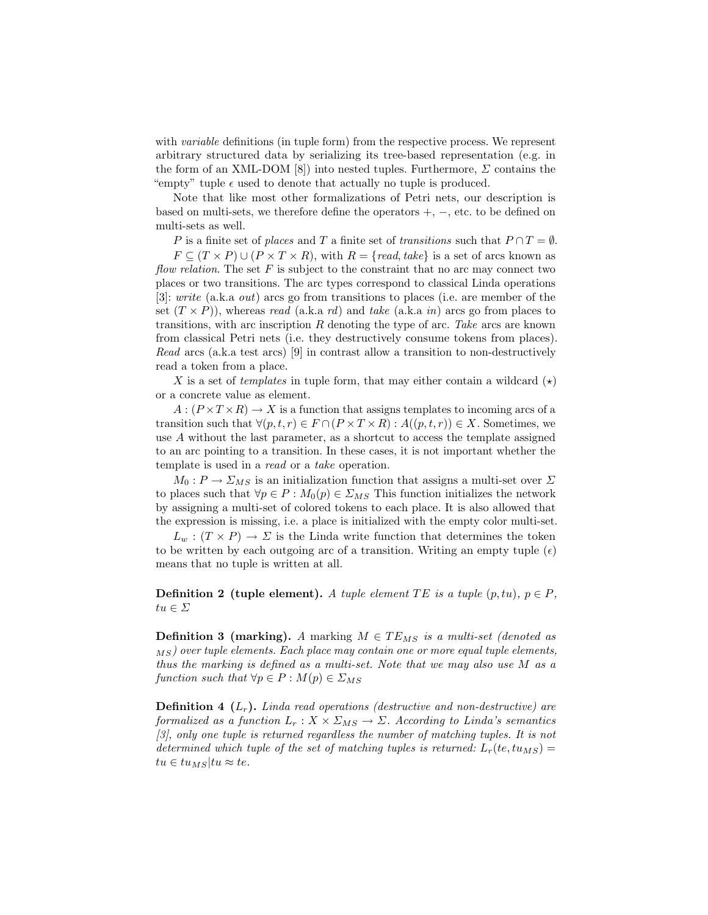with *variable* definitions (in tuple form) from the respective process. We represent arbitrary structured data by serializing its tree-based representation (e.g. in the form of an XML-DOM [8]) into nested tuples. Furthermore, $\Sigma$ contains the "empty" tuple $\epsilon$ used to denote that actually no tuple is produced.

Note that like most other formalizations of Petri nets, our description is based on multi-sets, we therefore define the operators $+$, $-$, etc. to be defined on multi-sets as well.

$P$ is a finite set of *places* and $T$ a finite set of *transitions* such that $P \cap T = \emptyset$.

$F \subseteq (T \times P) \cup (P \times T \times R)$, with $R = \{read, take\}$ is a set of arcs known as *flow relation*. The set $F$ is subject to the constraint that no arc may connect two places or two transitions. The arc types correspond to classical Linda operations [3]: *write* (a.k.a *out*) arcs go from transitions to places (i.e. are member of the set $(T \times P)$), whereas *read* (a.k.a *rd*) and *take* (a.k.a *in*) arcs go from places to transitions, with arc inscription $R$ denoting the type of arc. *Take* arcs are known from classical Petri nets (i.e. they destructively consume tokens from places). *Read* arcs (a.k.a test arcs) [9] in contrast allow a transition to non-destructively read a token from a place.

$X$ is a set of *templates* in tuple form, that may either contain a wildcard ($\star$) or a concrete value as element.

$A : (P \times T \times R) \rightarrow X$ is a function that assigns templates to incoming arcs of a transition such that $\forall (p, t, r) \in F \cap (P \times T \times R) : A((p, t, r)) \in X$. Sometimes, we use $A$ without the last parameter, as a shortcut to access the template assigned to an arc pointing to a transition. In these cases, it is not important whether the template is used in a *read* or a *take* operation.

$M_0 : P \rightarrow \Sigma_{MS}$ is an initialization function that assigns a multi-set over $\Sigma$ to places such that $\forall p \in P : M_0(p) \in \Sigma_{MS}$ This function initializes the network by assigning a multi-set of colored tokens to each place. It is also allowed that the expression is missing, i.e. a place is initialized with the empty color multi-set.

$L_w : (T \times P) \rightarrow \Sigma$ is the Linda write function that determines the token to be written by each outgoing arc of a transition. Writing an empty tuple ($\epsilon$) means that no tuple is written at all.

**Definition 2 (tuple element).** *A tuple element* $TE$ *is a tuple* $(p, tu)$, $p \in P$, $tu \in \Sigma$

**Definition 3 (marking).** *A marking* $M \in TE_{MS}$ *is a multi-set (denoted as* $_{MS}$*) over tuple elements. Each place may contain one or more equal tuple elements, thus the marking is defined as a multi-set. Note that we may also use* $M$ *as a function such that* $\forall p \in P : M(p) \in \Sigma_{MS}$

**Definition 4 ($L_r$).** *Linda read operations (destructive and non-destructive) are formalized as a function* $L_r : X \times \Sigma_{MS} \rightarrow \Sigma$. *According to Linda's semantics [3], only one tuple is returned regardless the number of matching tuples. It is not determined which tuple of the set of matching tuples is returned:* $L_r(te, tu_{MS}) = tu \in tu_{MS} | tu \approx te$.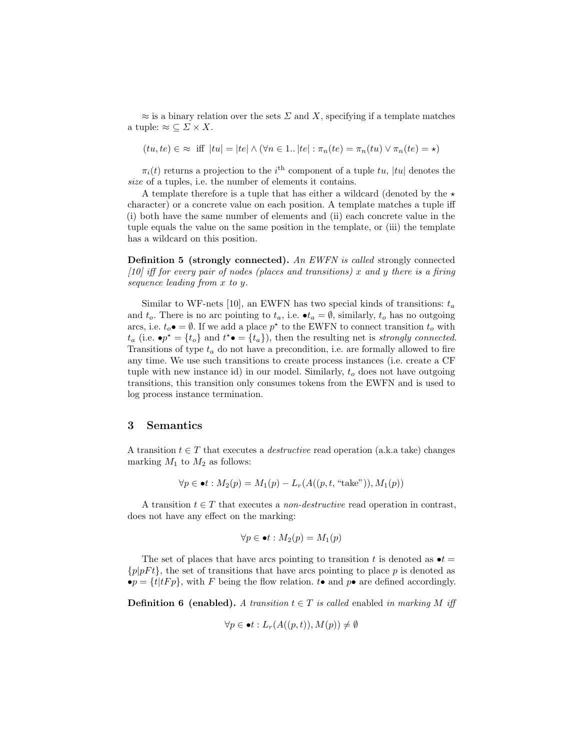$\approx$ is a binary relation over the sets $\Sigma$ and $X$, specifying if a template matches a tuple: $\approx \subseteq \Sigma \times X$.

$$(tu, te) \in \approx \text{ iff } |tu| = |te| \wedge (\forall n \in 1..|te| : \pi_n(te) = \pi_n(tu) \vee \pi_n(te) = \star)$$

$\pi_i(t)$ returns a projection to the $i^{\text{th}}$ component of a tuple $tu$, $|tu|$ denotes the *size* of a tuples, i.e. the number of elements it contains.

A template therefore is a tuple that has either a wildcard (denoted by the $\star$ character) or a concrete value on each position. A template matches a tuple iff (i) both have the same number of elements and (ii) each concrete value in the tuple equals the value on the same position in the template, or (iii) the template has a wildcard on this position.

**Definition 5 (strongly connected).** *An EWFN is called* strongly connected *[10] iff for every pair of nodes (places and transitions) x and y there is a firing sequence leading from x to y.*

Similar to WF-nets [10], an EWFN has two special kinds of transitions: $t_a$ and $t_o$. There is no arc pointing to $t_a$, i.e. $\bullet t_a = \emptyset$, similarly, $t_o$ has no outgoing arcs, i.e. $t_o \bullet = \emptyset$. If we add a place $p^\star$ to the EWFN to connect transition $t_o$ with $t_a$ (i.e. $\bullet p^\star = \{t_o\}$ and $t^\star \bullet = \{t_a\}$), then the resulting net is *strongly connected*. Transitions of type $t_a$ do not have a precondition, i.e. are formally allowed to fire any time. We use such transitions to create process instances (i.e. create a CF tuple with new instance id) in our model. Similarly, $t_o$ does not have outgoing transitions, this transition only consumes tokens from the EWFN and is used to log process instance termination.

## 3 Semantics

A transition $t \in T$ that executes a *destructive* read operation (a.k.a take) changes marking $M_1$ to $M_2$ as follows:

$$\forall p \in \bullet t : M_2(p) = M_1(p) - L_r(A((p, t, \text{"take"})), M_1(p))$$

A transition $t \in T$ that executes a *non-destructive* read operation in contrast, does not have any effect on the marking:

$$\forall p \in \bullet t : M_2(p) = M_1(p)$$

The set of places that have arcs pointing to transition $t$ is denoted as $\bullet t = \{p | pFt\}$, the set of transitions that have arcs pointing to place $p$ is denoted as $\bullet p = \{t | tFp\}$, with $F$ being the flow relation. $t\bullet$ and $p\bullet$ are defined accordingly.

**Definition 6 (enabled).** *A transition $t \in T$ is called* enabled *in marking M iff*

$$\forall p \in \bullet t : L_r(A((p, t)), M(p)) \neq \emptyset$$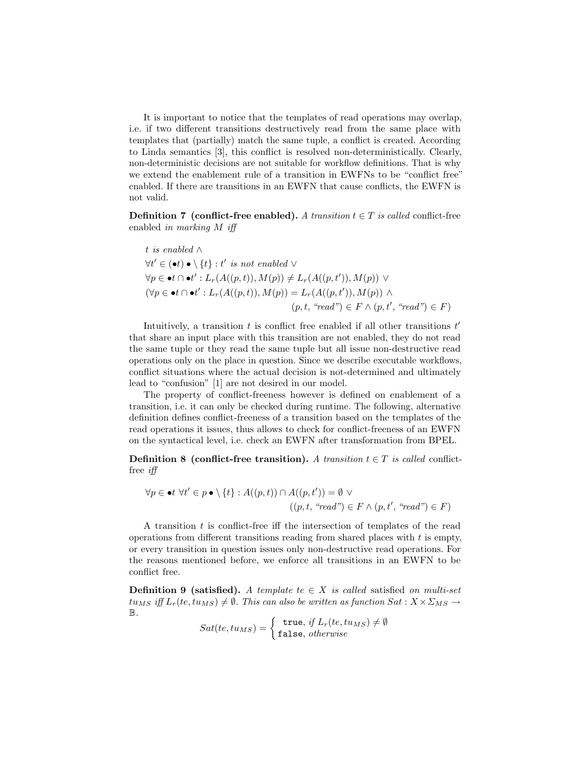It is important to notice that the templates of read operations may overlap, i.e. if two different transitions destructively read from the same place with templates that (partially) match the same tuple, a conflict is created. According to Linda semantics [3], this conflict is resolved non-deterministically. Clearly, non-deterministic decisions are not suitable for workflow definitions. That is why we extend the enablement rule of a transition in EWFNs to be "conflict free" enabled. If there are transitions in an EWFN that cause conflicts, the EWFN is not valid.

**Definition 7 (conflict-free enabled).** *A transition $t \in T$ is called* conflict-free enabled *in marking $M$ iff*

$$
\begin{aligned}
& t \text{ is enabled} \wedge \\
& \forall t' \in (\bullet t) \bullet \setminus \{t\} : t' \text{ is not enabled} \vee \\
& \forall p \in \bullet t \cap \bullet t' : L_r(A((p,t)), M(p)) \neq L_r(A((p,t')), M(p)) \vee \\
& (\forall p \in \bullet t \cap \bullet t' : L_r(A((p,t)), M(p)) = L_r(A((p,t')), M(p)) \wedge \\
& \qquad\qquad\qquad\qquad (p, t, \text{"read"}) \in F \wedge (p, t', \text{"read"}) \in F)
\end{aligned}
$$

Intuitively, a transition $t$ is conflict free enabled if all other transitions $t'$ that share an input place with this transition are not enabled, they do not read the same tuple or they read the same tuple but all issue non-destructive read operations only on the place in question. Since we describe executable workflows, conflict situations where the actual decision is not-determined and ultimately lead to "confusion" [1] are not desired in our model.

The property of conflict-freeness however is defined on enablement of a transition, i.e. it can only be checked during runtime. The following, alternative definition defines conflict-freeness of a transition based on the templates of the read operations it issues, thus allows to check for conflict-freeness of an EWFN on the syntactical level, i.e. check an EWFN after transformation from BPEL.

**Definition 8 (conflict-free transition).** *A transition $t \in T$ is called* conflict-free *iff*

$$
\begin{aligned}
& \forall p \in \bullet t \ \forall t' \in p \bullet \setminus \{t\} : A((p,t)) \cap A((p,t')) = \emptyset \vee \\
& \qquad\qquad\qquad\qquad ((p, t, \text{"read"}) \in F \wedge (p, t', \text{"read"}) \in F)
\end{aligned}
$$

A transition $t$ is conflict-free iff the intersection of templates of the read operations from different transitions reading from shared places with $t$ is empty, or every transition in question issues only non-destructive read operations. For the reasons mentioned before, we enforce all transitions in an EWFN to be conflict free.

**Definition 9 (satisfied).** *A template $te \in X$ is called* satisfied *on multi-set $tu_{MS}$ iff $L_r(te, tu_{MS}) \neq \emptyset$. This can also be written as function $Sat : X \times \Sigma_{MS} \rightarrow \mathbb{B}$.*

$$
Sat(te, tu_{MS}) = \begin{cases} \texttt{true}, \textit{ if } L_r(te, tu_{MS}) \neq \emptyset \\ \texttt{false}, \textit{ otherwise} \end{cases}
$$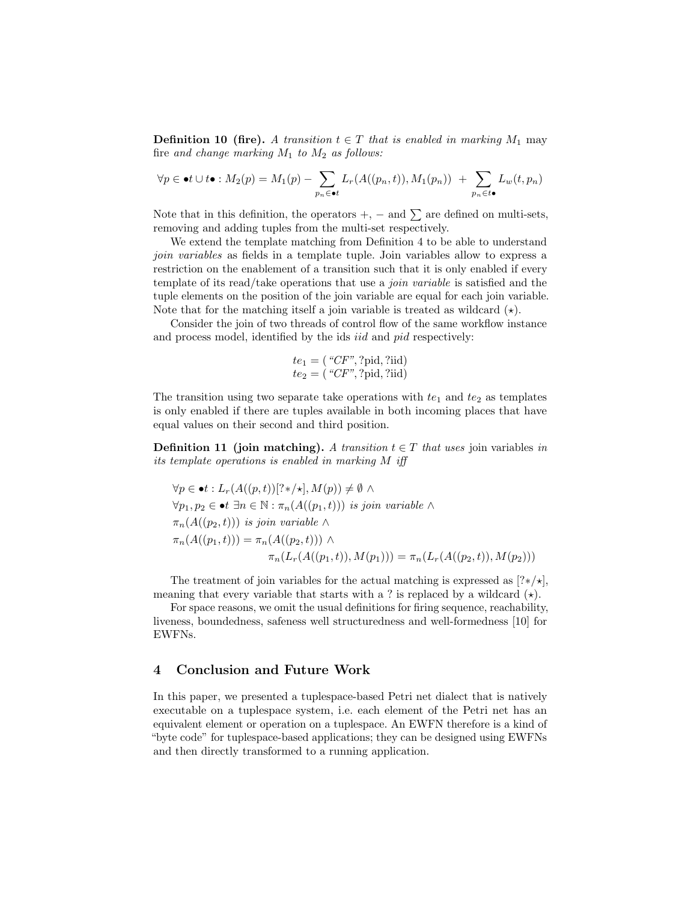**Definition 10 (fire).** *A transition $t \in T$ that is enabled in marking $M_1$* may fire *and change marking $M_1$ to $M_2$ as follows:*

$$\forall p \in \bullet t \cup t\bullet : M_2(p) = M_1(p) - \sum_{p_n \in \bullet t} L_r(A((p_n, t)), M_1(p_n)) \; + \sum_{p_n \in t\bullet} L_w(t, p_n)$$

Note that in this definition, the operators $+$, $-$ and $\sum$ are defined on multi-sets, removing and adding tuples from the multi-set respectively.

We extend the template matching from Definition 4 to be able to understand *join variables* as fields in a template tuple. Join variables allow to express a restriction on the enablement of a transition such that it is only enabled if every template of its read/take operations that use a *join variable* is satisfied and the tuple elements on the position of the join variable are equal for each join variable. Note that for the matching itself a join variable is treated as wildcard ($\star$).

Consider the join of two threads of control flow of the same workflow instance and process model, identified by the ids *iid* and *pid* respectively:

$$te_1 = (\text{"CF"}, ?\text{pid}, ?\text{iid})$$
$$te_2 = (\text{"CF"}, ?\text{pid}, ?\text{iid})$$

The transition using two separate take operations with $te_1$ and $te_2$ as templates is only enabled if there are tuples available in both incoming places that have equal values on their second and third position.

**Definition 11 (join matching).** *A transition $t \in T$ that uses* join variables *in its template operations is enabled in marking $M$ iff*

$$\begin{aligned}
&\forall p \in \bullet t : L_r(A((p, t))[?*/\star], M(p)) \neq \emptyset \;\wedge \\
&\forall p_1, p_2 \in \bullet t \; \exists n \in \mathbb{N} : \pi_n(A((p_1, t))) \text{ is join variable} \;\wedge \\
&\pi_n(A((p_2, t))) \text{ is join variable} \;\wedge \\
&\pi_n(A((p_1, t))) = \pi_n(A((p_2, t))) \;\wedge \\
&\qquad\qquad \pi_n(L_r(A((p_1, t)), M(p_1))) = \pi_n(L_r(A((p_2, t)), M(p_2)))
\end{aligned}$$

The treatment of join variables for the actual matching is expressed as $[?*/\star]$, meaning that every variable that starts with a ? is replaced by a wildcard ($\star$).

For space reasons, we omit the usual definitions for firing sequence, reachability, liveness, boundedness, safeness well structuredness and well-formedness [10] for EWFNs.

## 4 Conclusion and Future Work

In this paper, we presented a tuplespace-based Petri net dialect that is natively executable on a tuplespace system, i.e. each element of the Petri net has an equivalent element or operation on a tuplespace. An EWFN therefore is a kind of "byte code" for tuplespace-based applications; they can be designed using EWFNs and then directly transformed to a running application.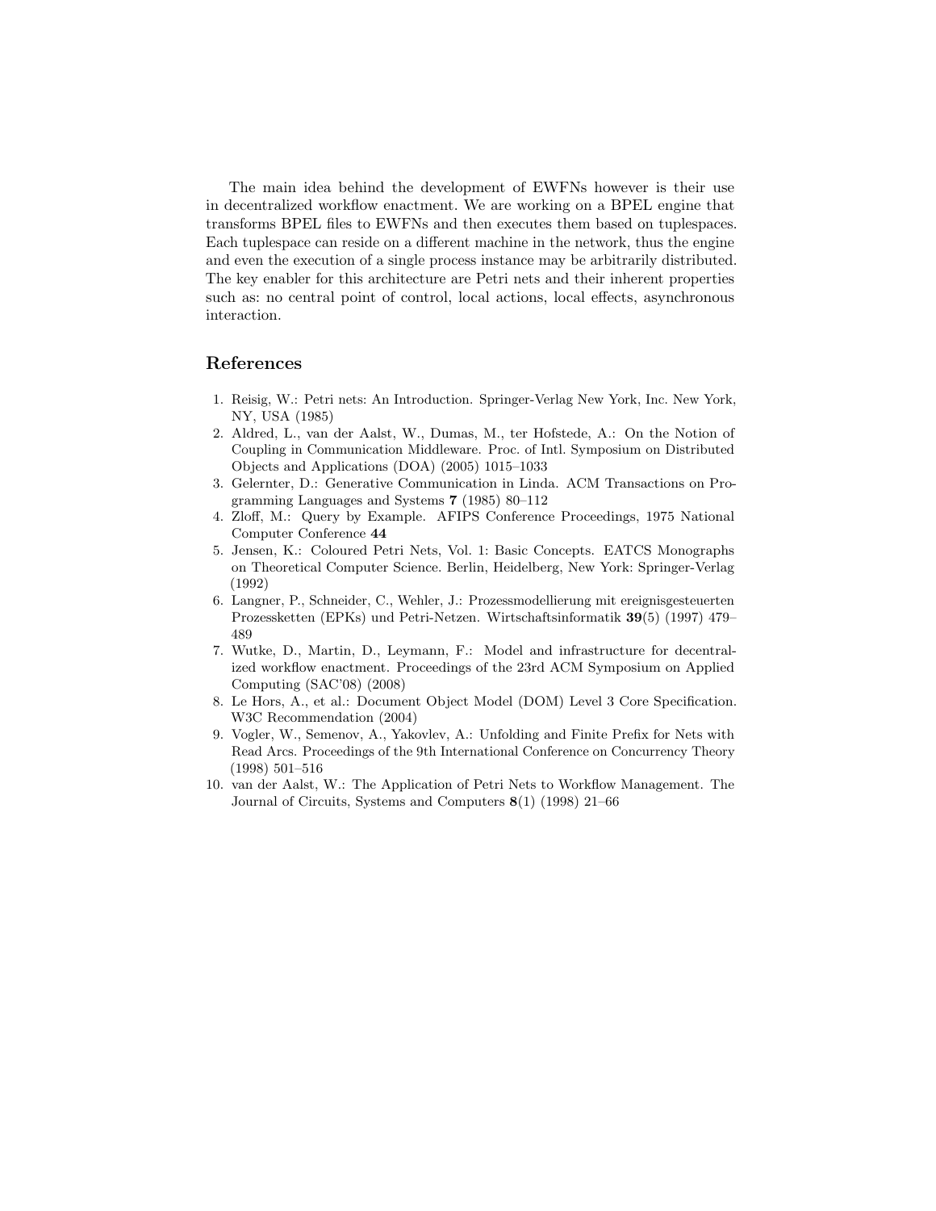The main idea behind the development of EWFNs however is their use in decentralized workflow enactment. We are working on a BPEL engine that transforms BPEL files to EWFNs and then executes them based on tuplespaces. Each tuplespace can reside on a different machine in the network, thus the engine and even the execution of a single process instance may be arbitrarily distributed. The key enabler for this architecture are Petri nets and their inherent properties such as: no central point of control, local actions, local effects, asynchronous interaction.

## References

1. Reisig, W.: Petri nets: An Introduction. Springer-Verlag New York, Inc. New York, NY, USA (1985)
2. Aldred, L., van der Aalst, W., Dumas, M., ter Hofstede, A.: On the Notion of Coupling in Communication Middleware. Proc. of Intl. Symposium on Distributed Objects and Applications (DOA) (2005) 1015–1033
3. Gelernter, D.: Generative Communication in Linda. ACM Transactions on Programming Languages and Systems **7** (1985) 80–112
4. Zloff, M.: Query by Example. AFIPS Conference Proceedings, 1975 National Computer Conference **44**
5. Jensen, K.: Coloured Petri Nets, Vol. 1: Basic Concepts. EATCS Monographs on Theoretical Computer Science. Berlin, Heidelberg, New York: Springer-Verlag (1992)
6. Langner, P., Schneider, C., Wehler, J.: Prozessmodellierung mit ereignisgesteuerten Prozessketten (EPKs) und Petri-Netzen. Wirtschaftsinformatik **39**(5) (1997) 479–489
7. Wutke, D., Martin, D., Leymann, F.: Model and infrastructure for decentralized workflow enactment. Proceedings of the 23rd ACM Symposium on Applied Computing (SAC'08) (2008)
8. Le Hors, A., et al.: Document Object Model (DOM) Level 3 Core Specification. W3C Recommendation (2004)
9. Vogler, W., Semenov, A., Yakovlev, A.: Unfolding and Finite Prefix for Nets with Read Arcs. Proceedings of the 9th International Conference on Concurrency Theory (1998) 501–516
10. van der Aalst, W.: The Application of Petri Nets to Workflow Management. The Journal of Circuits, Systems and Computers **8**(1) (1998) 21–66